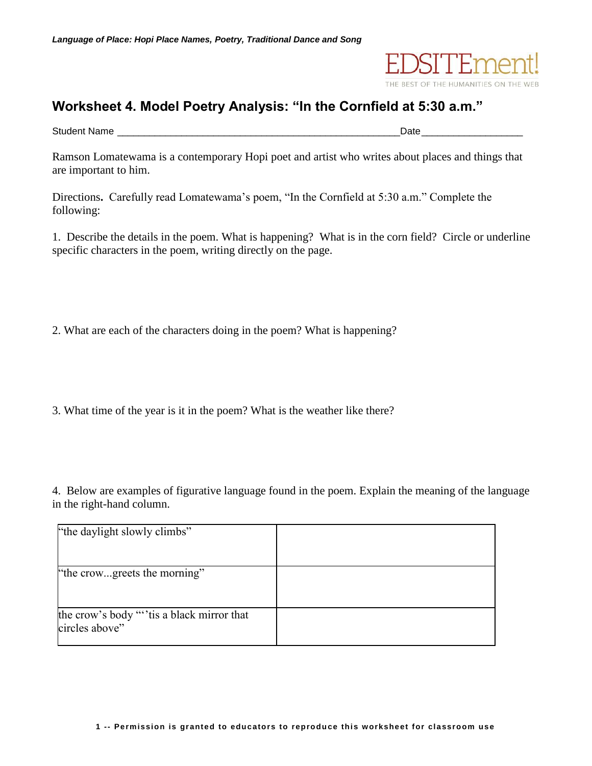## Worksheet 4. Model Poetry Analysis: "In the Cornfield at 5:30 a.m."

Student Name ____________________________________________________Date__________________

Ramson Lomatewama is a contemporary Hopi poet and artist who writes about places and things that are important to him.

Directions**.** Carefully read Lomatewama's poem, "In the Cornfield at 5:30 a.m." Complete the following:

1. Describe the details in the poem. What is happening? What is in the corn field? Circle or underline specific characters in the poem, writing directly on the page.

2. What are each of the characters doing in the poem? What is happening?

3. What time of the year is it in the poem? What is the weather like there?

4. Below are examples of figurative language found in the poem. Explain the meaning of the language in the right-hand column.

| | |
|---|---|
| "the daylight slowly climbs" | |
| "the crow...greets the morning" | |
| the crow's body "'tis a black mirror that circles above" | |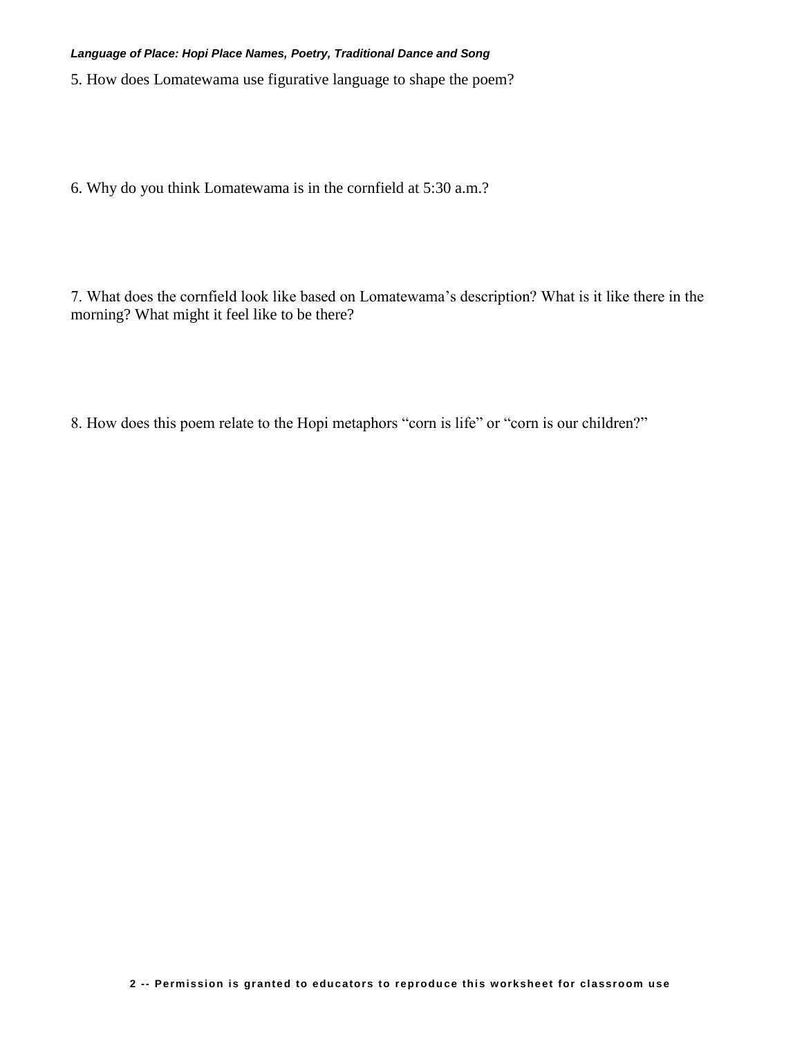5. How does Lomatewama use figurative language to shape the poem?

6. Why do you think Lomatewama is in the cornfield at 5:30 a.m.?

7. What does the cornfield look like based on Lomatewama's description? What is it like there in the morning? What might it feel like to be there?

8. How does this poem relate to the Hopi metaphors "corn is life" or "corn is our children?"

**Permission is granted to educators to reproduce this worksheet for classroom use**